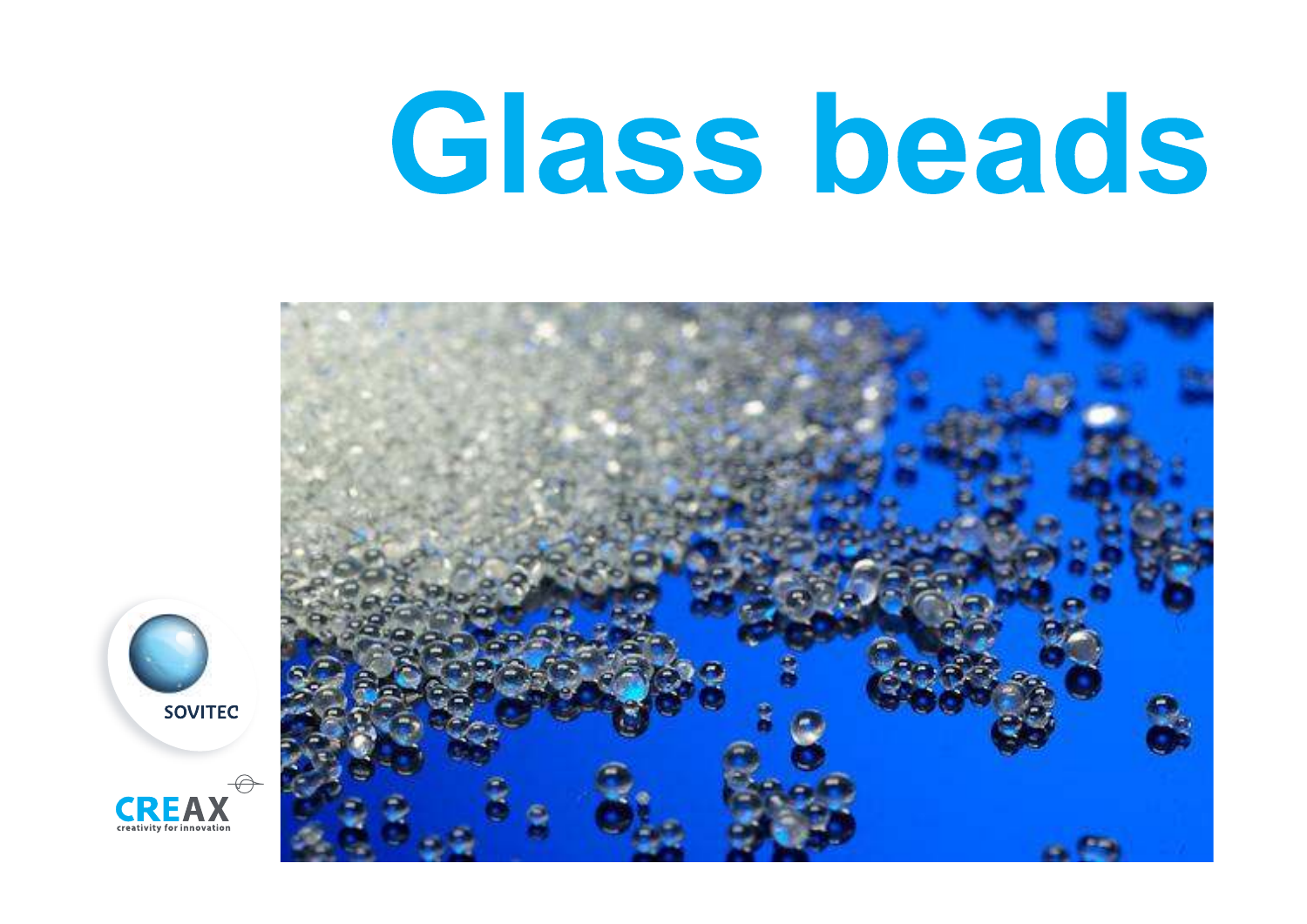# Glass beads

SOVITEC

CREAX
creativity for innovation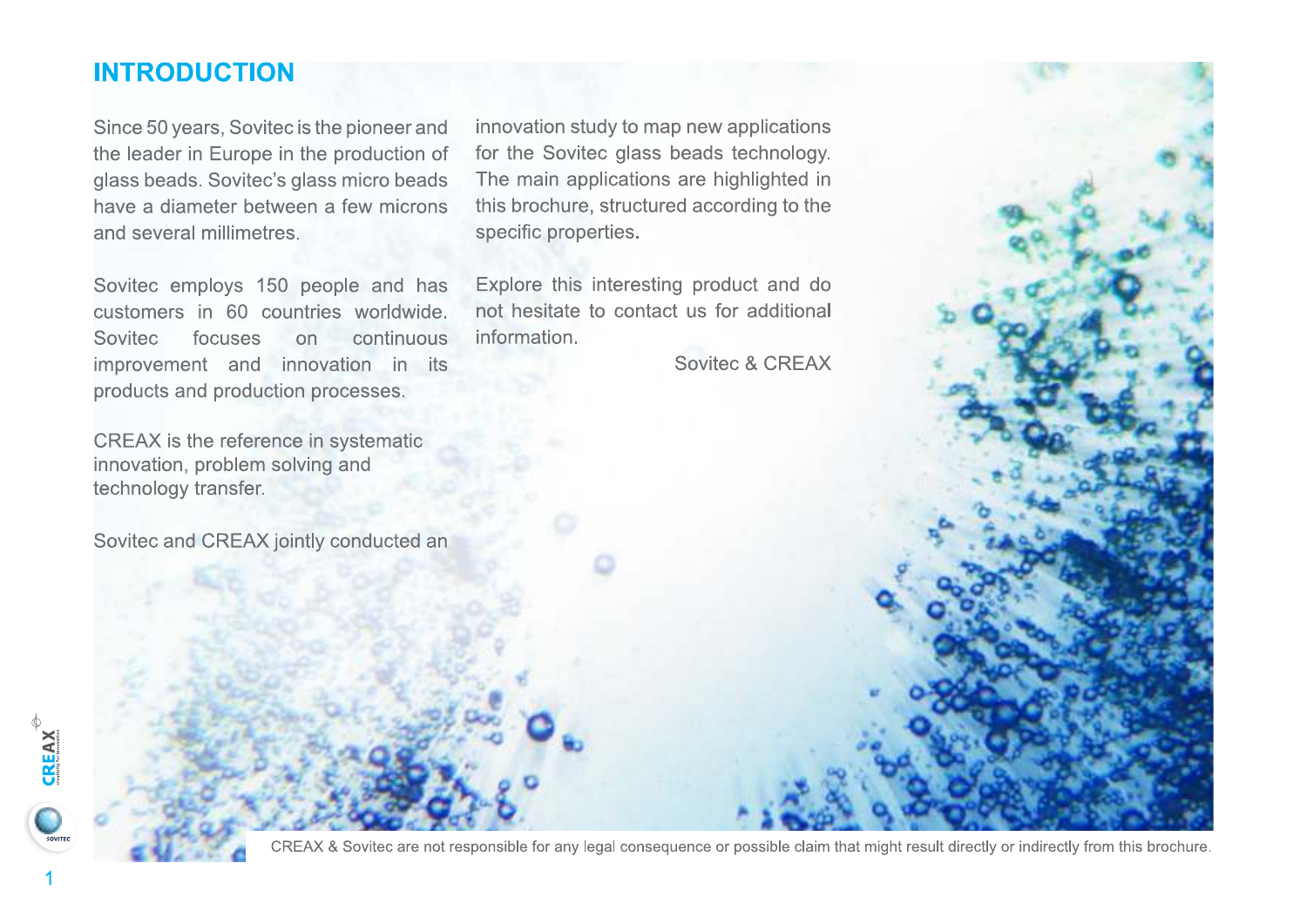# INTRODUCTION

Since 50 years, Sovitec is the pioneer and the leader in Europe in the production of glass beads. Sovitec's glass micro beads have a diameter between a few microns and several millimetres.

Sovitec employs 150 people and has customers in 60 countries worldwide. Sovitec focuses on continuous improvement and innovation in its products and production processes.

CREAX is the reference in systematic innovation, problem solving and technology transfer.

Sovitec and CREAX jointly conducted an innovation study to map new applications for the Sovitec glass beads technology. The main applications are highlighted in this brochure, structured according to the specific properties.

Explore this interesting product and do not hesitate to contact us for additional information.

Sovitec & CREAX

CREAX & Sovitec are not responsible for any legal consequence or possible claim that might result directly or indirectly from this brochure.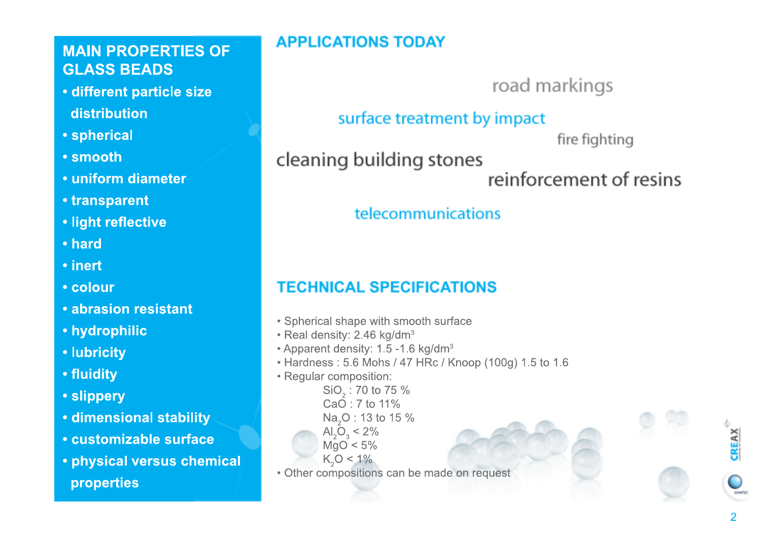## MAIN PROPERTIES OF GLASS BEADS

- **different particle size distribution**
- **spherical**
- **smooth**
- **uniform diameter**
- **transparent**
- **light reflective**
- **hard**
- **inert**
- **colour**
- **abrasion resistant**
- **hydrophilic**
- **lubricity**
- **fluidity**
- **slippery**
- **dimensional stability**
- **customizable surface**
- **physical versus chemical properties**

## APPLICATIONS TODAY

road markings

surface treatment by impact

fire fighting

cleaning building stones

reinforcement of resins

telecommunications

## TECHNICAL SPECIFICATIONS

- Spherical shape with smooth surface
- Real density: 2.46 kg/dm$^3$
- Apparent density: 1.5 -1.6 kg/dm$^3$
- Hardness : 5.6 Mohs / 47 HRc / Knoop (100g) 1.5 to 1.6
- Regular composition:
  - $SiO_2$ : 70 to 75 %
  - $CaO$ : 7 to 11%
  - $Na_2O$ : 13 to 15 %
  - $Al_2O_3$ < 2%
  - $MgO$ < 5%
  - $K_2O$ < 1%
- Other compositions can be made on request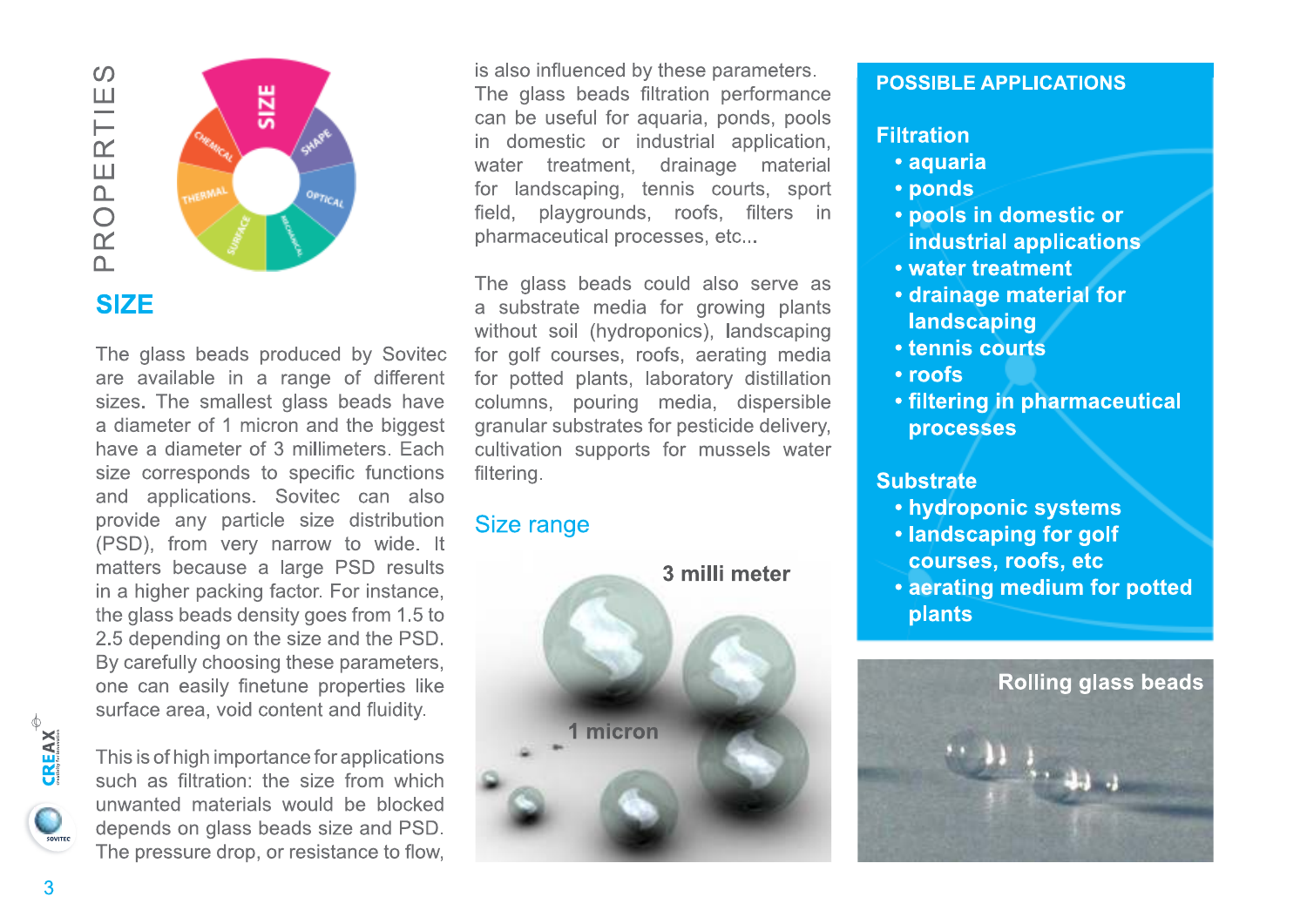# PROPERTIES

## SIZE

The glass beads produced by Sovitec are available in a range of different sizes. The smallest glass beads have a diameter of 1 micron and the biggest have a diameter of 3 millimeters. Each size corresponds to specific functions and applications. Sovitec can also provide any particle size distribution (PSD), from very narrow to wide. It matters because a large PSD results in a higher packing factor. For instance, the glass beads density goes from 1.5 to 2.5 depending on the size and the PSD. By carefully choosing these parameters, one can easily finetune properties like surface area, void content and fluidity.

This is of high importance for applications such as filtration: the size from which unwanted materials would be blocked depends on glass beads size and PSD. The pressure drop, or resistance to flow, is also influenced by these parameters. The glass beads filtration performance can be useful for aquaria, ponds, pools in domestic or industrial application, water treatment, drainage material for landscaping, tennis courts, sport field, playgrounds, roofs, filters in pharmaceutical processes, etc...

The glass beads could also serve as a substrate media for growing plants without soil (hydroponics), landscaping for golf courses, roofs, aerating media for potted plants, laboratory distillation columns, pouring media, dispersible granular substrates for pesticide delivery, cultivation supports for mussels water filtering.

## Size range

3 milli meter

1 micron

## POSSIBLE APPLICATIONS

**Filtration**

- **aquaria**
- **ponds**
- **pools in domestic or industrial applications**
- **water treatment**
- **drainage material for landscaping**
- **tennis courts**
- **roofs**
- **filtering in pharmaceutical processes**

**Substrate**

- **hydroponic systems**
- **landscaping for golf courses, roofs, etc**
- **aerating medium for potted plants**

Rolling glass beads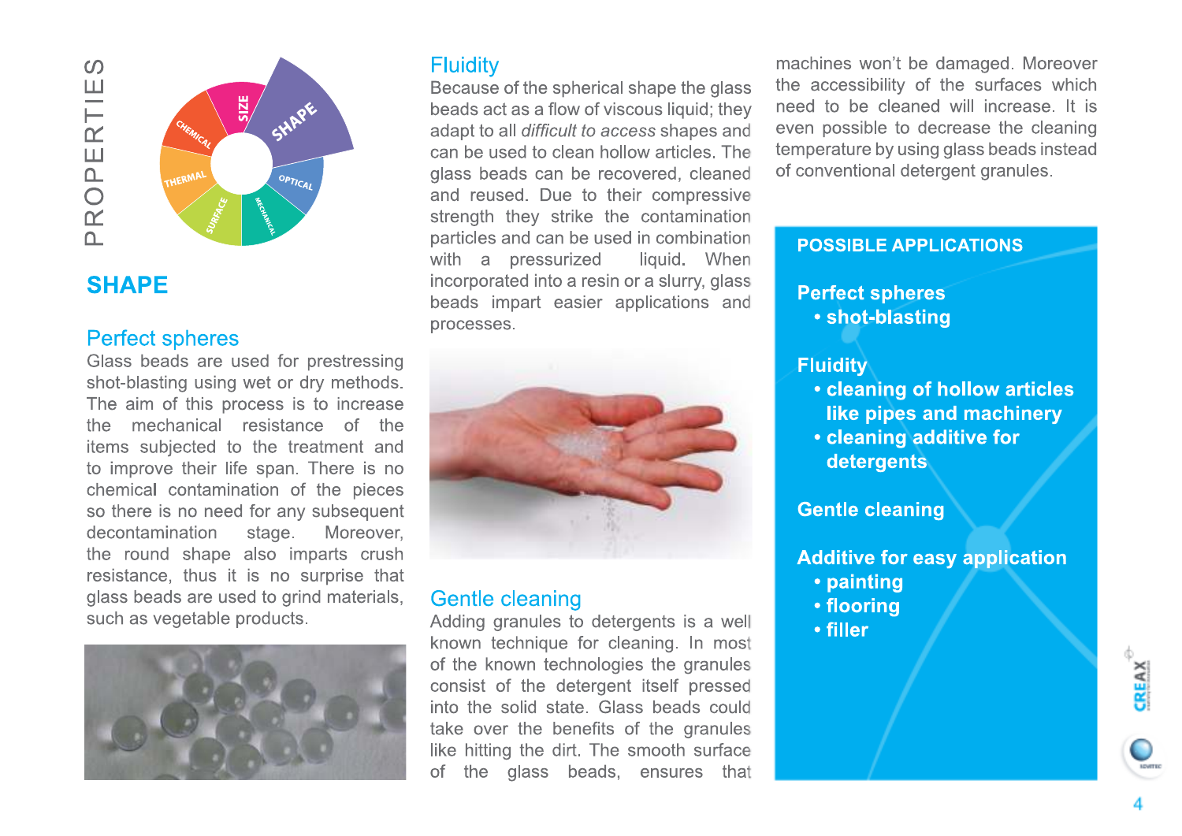PROPERTIES

## SHAPE

### Perfect spheres

Glass beads are used for prestressing shot-blasting using wet or dry methods. The aim of this process is to increase the mechanical resistance of the items subjected to the treatment and to improve their life span. There is no chemical contamination of the pieces so there is no need for any subsequent decontamination stage. Moreover, the round shape also imparts crush resistance, thus it is no surprise that glass beads are used to grind materials, such as vegetable products.

### Fluidity

Because of the spherical shape the glass beads act as a flow of viscous liquid; they adapt to all *difficult to access* shapes and can be used to clean hollow articles. The glass beads can be recovered, cleaned and reused. Due to their compressive strength they strike the contamination particles and can be used in combination with a pressurized liquid. When incorporated into a resin or a slurry, glass beads impart easier applications and processes.

### Gentle cleaning

Adding granules to detergents is a well known technique for cleaning. In most of the known technologies the granules consist of the detergent itself pressed into the solid state. Glass beads could take over the benefits of the granules like hitting the dirt. The smooth surface of the glass beads, ensures that machines won't be damaged. Moreover the accessibility of the surfaces which need to be cleaned will increase. It is even possible to decrease the cleaning temperature by using glass beads instead of conventional detergent granules.

**POSSIBLE APPLICATIONS**

**Perfect spheres**
- **shot-blasting**

**Fluidity**
- **cleaning of hollow articles like pipes and machinery**
- **cleaning additive for detergents**

**Gentle cleaning**

**Additive for easy application**
- **painting**
- **flooring**
- **filler**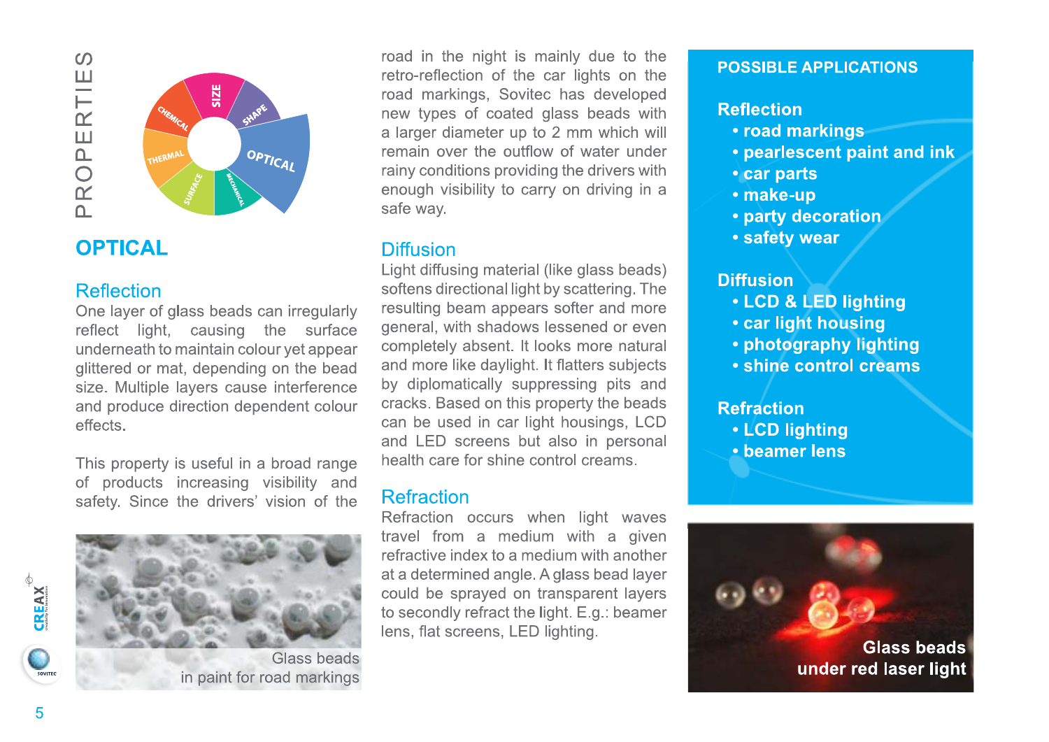# PROPERTIES

## OPTICAL

### Reflection

One layer of glass beads can irregularly reflect light, causing the surface underneath to maintain colour yet appear glittered or mat, depending on the bead size. Multiple layers cause interference and produce direction dependent colour effects.

This property is useful in a broad range of products increasing visibility and safety. Since the drivers' vision of the road in the night is mainly due to the retro-reflection of the car lights on the road markings, Sovitec has developed new types of coated glass beads with a larger diameter up to 2 mm which will remain over the outflow of water under rainy conditions providing the drivers with enough visibility to carry on driving in a safe way.

Glass beads in paint for road markings

### Diffusion

Light diffusing material (like glass beads) softens directional light by scattering. The resulting beam appears softer and more general, with shadows lessened or even completely absent. It looks more natural and more like daylight. It flatters subjects by diplomatically suppressing pits and cracks. Based on this property the beads can be used in car light housings, LCD and LED screens but also in personal health care for shine control creams.

### Refraction

Refraction occurs when light waves travel from a medium with a given refractive index to a medium with another at a determined angle. A glass bead layer could be sprayed on transparent layers to secondly refract the light. E.g.: beamer lens, flat screens, LED lighting.

## POSSIBLE APPLICATIONS

**Reflection**
- road markings
- pearlescent paint and ink
- car parts
- make-up
- party decoration
- safety wear

**Diffusion**
- LCD & LED lighting
- car light housing
- photography lighting
- shine control creams

**Refraction**
- LCD lighting
- beamer lens

Glass beads under red laser light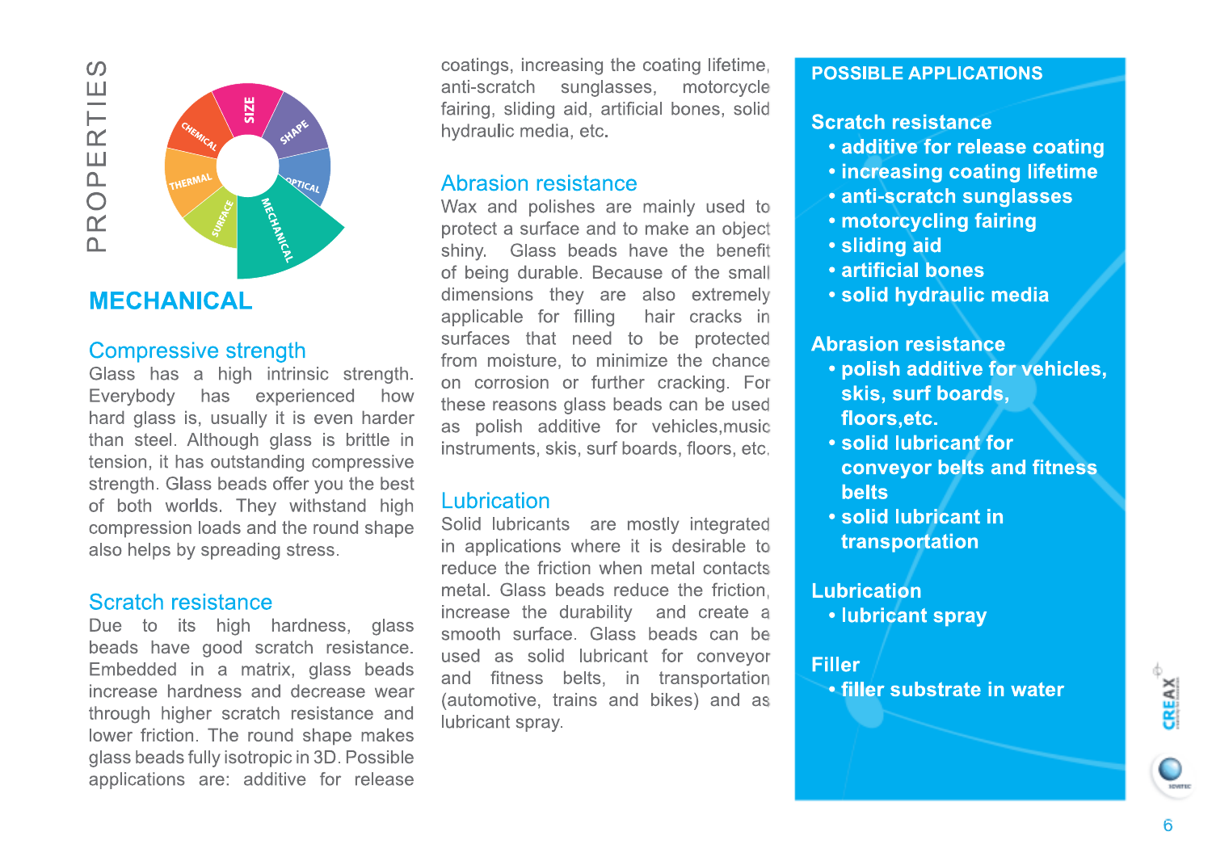# PROPERTIES

## MECHANICAL

### Compressive strength

Glass has a high intrinsic strength. Everybody has experienced how hard glass is, usually it is even harder than steel. Although glass is brittle in tension, it has outstanding compressive strength. Glass beads offer you the best of both worlds. They withstand high compression loads and the round shape also helps by spreading stress.

### Scratch resistance

Due to its high hardness, glass beads have good scratch resistance. Embedded in a matrix, glass beads increase hardness and decrease wear through higher scratch resistance and lower friction. The round shape makes glass beads fully isotropic in 3D. Possible applications are: additive for release coatings, increasing the coating lifetime, anti-scratch sunglasses, motorcycle fairing, sliding aid, artificial bones, solid hydraulic media, etc.

### Abrasion resistance

Wax and polishes are mainly used to protect a surface and to make an object shiny. Glass beads have the benefit of being durable. Because of the small dimensions they are also extremely applicable for filling hair cracks in surfaces that need to be protected from moisture, to minimize the chance on corrosion or further cracking. For these reasons glass beads can be used as polish additive for vehicles,music instruments, skis, surf boards, floors, etc.

### Lubrication

Solid lubricants are mostly integrated in applications where it is desirable to reduce the friction when metal contacts metal. Glass beads reduce the friction, increase the durability and create a smooth surface. Glass beads can be used as solid lubricant for conveyor and fitness belts, in transportation (automotive, trains and bikes) and as lubricant spray.

## POSSIBLE APPLICATIONS

**Scratch resistance**
- additive for release coating
- increasing coating lifetime
- anti-scratch sunglasses
- motorcycling fairing
- sliding aid
- artificial bones
- solid hydraulic media

**Abrasion resistance**
- polish additive for vehicles, skis, surf boards, floors,etc.
- solid lubricant for conveyor belts and fitness belts
- solid lubricant in transportation

**Lubrication**
- lubricant spray

**Filler**
- filler substrate in water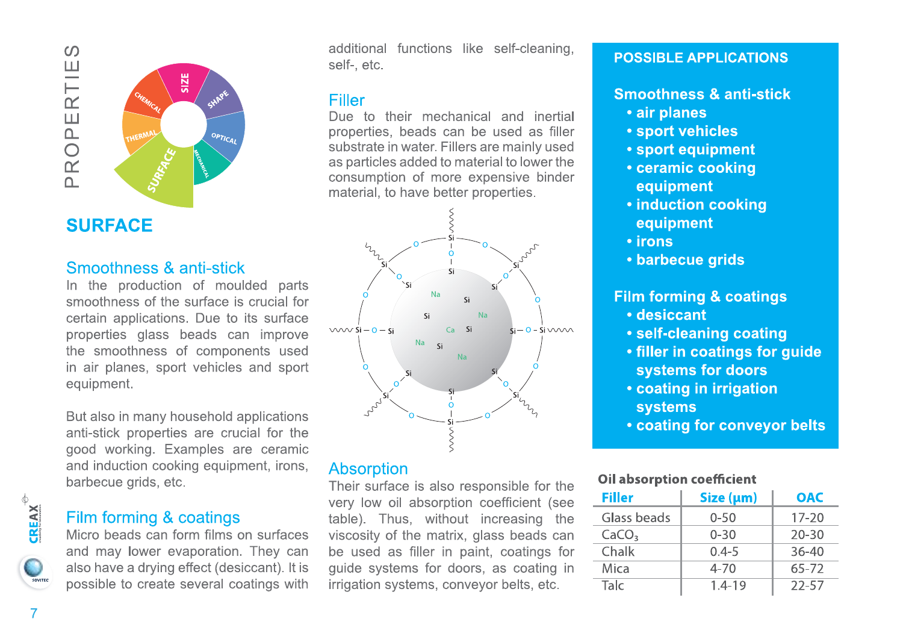# PROPERTIES

## SURFACE

### Smoothness & anti-stick

In the production of moulded parts smoothness of the surface is crucial for certain applications. Due to its surface properties glass beads can improve the smoothness of components used in air planes, sport vehicles and sport equipment.

But also in many household applications anti-stick properties are crucial for the good working. Examples are ceramic and induction cooking equipment, irons, barbecue grids, etc.

### Film forming & coatings

Micro beads can form films on surfaces and may lower evaporation. They can also have a drying effect (desiccant). It is possible to create several coatings with additional functions like self-cleaning, self-, etc.

### Filler

Due to their mechanical and inertial properties, beads can be used as filler substrate in water. Fillers are mainly used as particles added to material to lower the consumption of more expensive binder material, to have better properties.

### Absorption

Their surface is also responsible for the very low oil absorption coefficient (see table). Thus, without increasing the viscosity of the matrix, glass beads can be used as filler in paint, coatings for guide systems for doors, as coating in irrigation systems, conveyor belts, etc.

**POSSIBLE APPLICATIONS**

**Smoothness & anti-stick**

- air planes
- sport vehicles
- sport equipment
- ceramic cooking equipment
- induction cooking equipment
- irons
- barbecue grids

**Film forming & coatings**

- desiccant
- self-cleaning coating
- filler in coatings for guide systems for doors
- coating in irrigation systems
- coating for conveyor belts

**Oil absorption coefficient**

| Filler | Size (µm) | OAC |
|---|---|---|
| Glass beads | 0-50 | 17-20 |
| $CaCO_3$ | 0-30 | 20-30 |
| Chalk | 0.4-5 | 36-40 |
| Mica | 4-70 | 65-72 |
| Talc | 1.4-19 | 22-57 |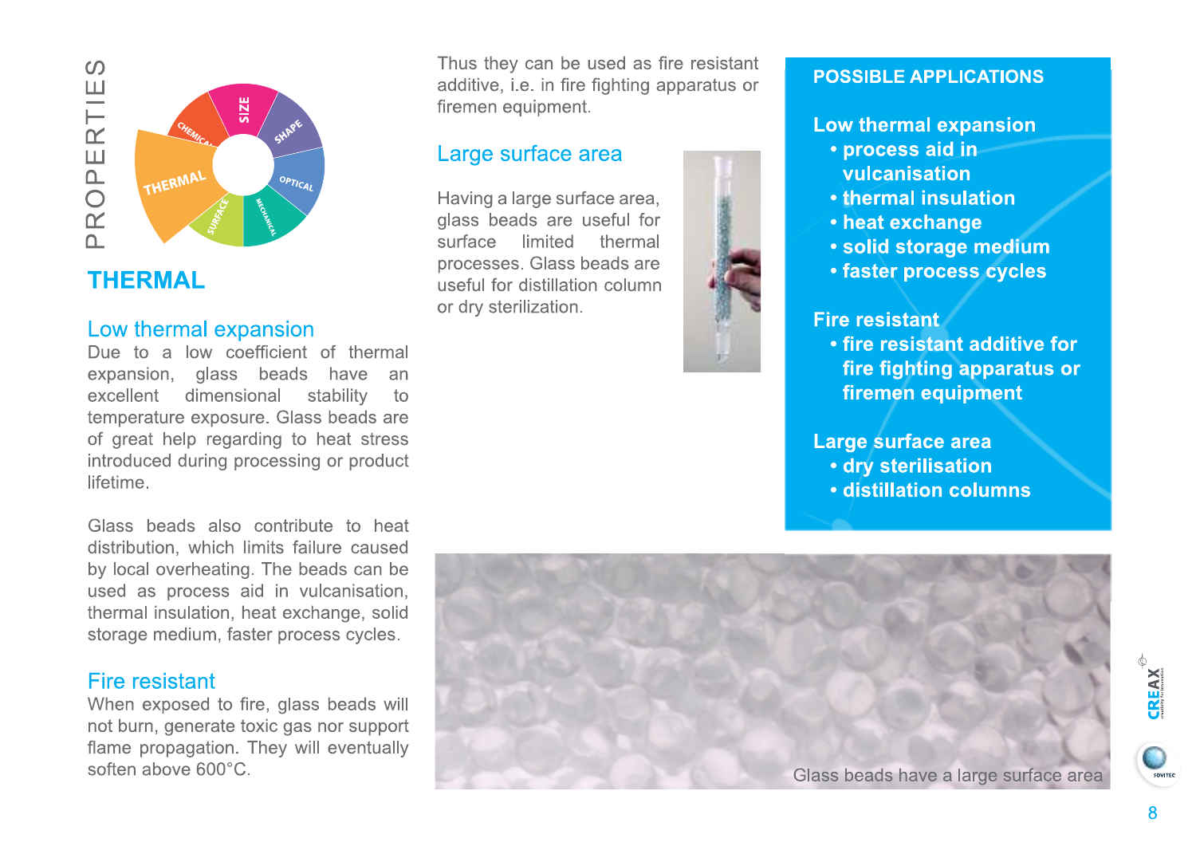PROPERTIES

## THERMAL

### Low thermal expansion

Due to a low coefficient of thermal expansion, glass beads have an excellent dimensional stability to temperature exposure. Glass beads are of great help regarding to heat stress introduced during processing or product lifetime.

Glass beads also contribute to heat distribution, which limits failure caused by local overheating. The beads can be used as process aid in vulcanisation, thermal insulation, heat exchange, solid storage medium, faster process cycles.

### Fire resistant

When exposed to fire, glass beads will not burn, generate toxic gas nor support flame propagation. They will eventually soften above 600°C. Thus they can be used as fire resistant additive, i.e. in fire fighting apparatus or firemen equipment.

### Large surface area

Having a large surface area, glass beads are useful for surface limited thermal processes. Glass beads are useful for distillation column or dry sterilization.

Glass beads have a large surface area

**POSSIBLE APPLICATIONS**

**Low thermal expansion**
- **process aid in vulcanisation**
- **thermal insulation**
- **heat exchange**
- **solid storage medium**
- **faster process cycles**

**Fire resistant**
- **fire resistant additive for fire fighting apparatus or firemen equipment**

**Large surface area**
- **dry sterilisation**
- **distillation columns**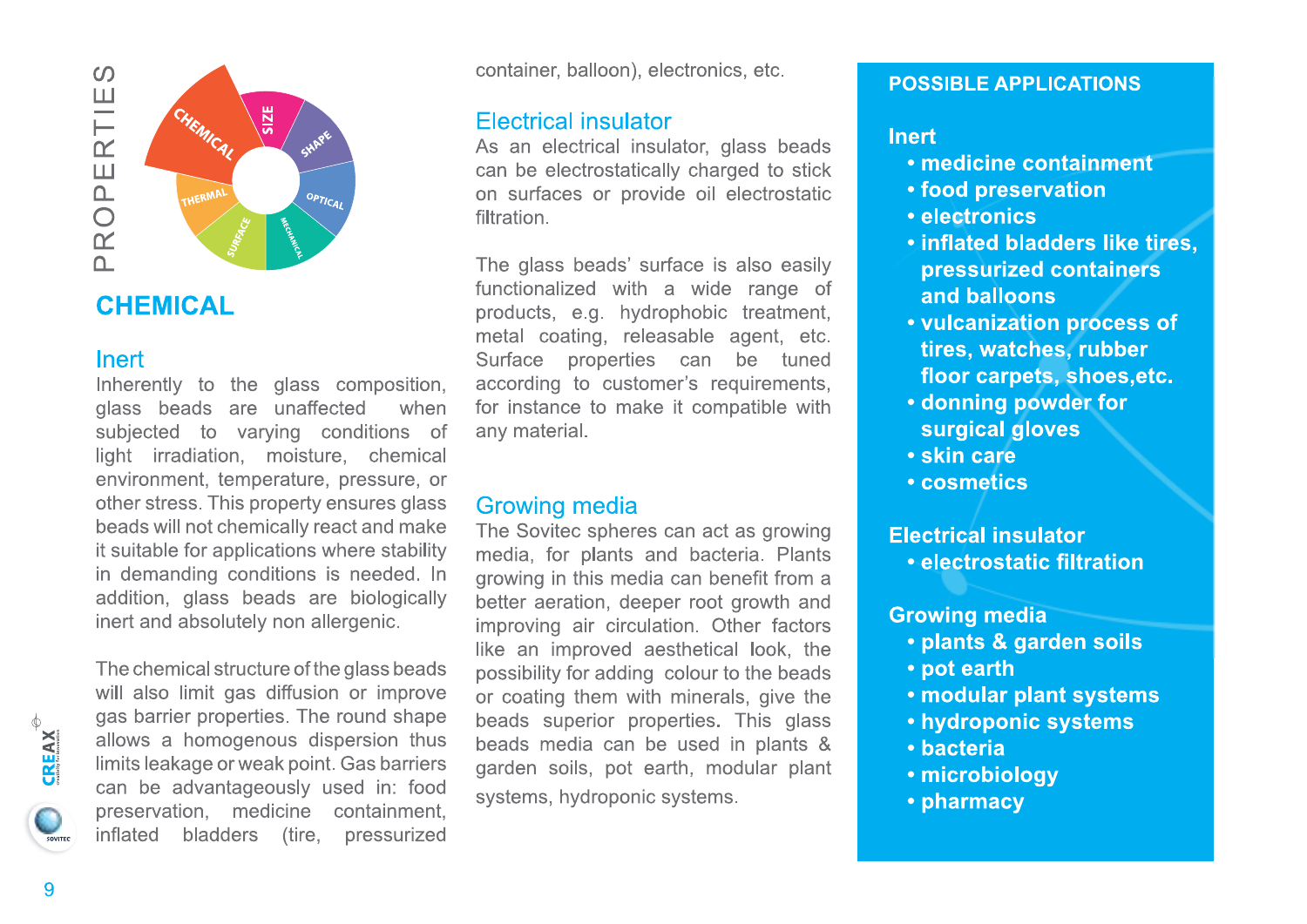# PROPERTIES

## CHEMICAL

### Inert

Inherently to the glass composition, glass beads are unaffected when subjected to varying conditions of light irradiation, moisture, chemical environment, temperature, pressure, or other stress. This property ensures glass beads will not chemically react and make it suitable for applications where stability in demanding conditions is needed. In addition, glass beads are biologically inert and absolutely non allergenic.

The chemical structure of the glass beads will also limit gas diffusion or improve gas barrier properties. The round shape allows a homogenous dispersion thus limits leakage or weak point. Gas barriers can be advantageously used in: food preservation, medicine containment, inflated bladders (tire, pressurized container, balloon), electronics, etc.

### Electrical insulator

As an electrical insulator, glass beads can be electrostatically charged to stick on surfaces or provide oil electrostatic filtration.

The glass beads' surface is also easily functionalized with a wide range of products, e.g. hydrophobic treatment, metal coating, releasable agent, etc. Surface properties can be tuned according to customer's requirements, for instance to make it compatible with any material.

### Growing media

The Sovitec spheres can act as growing media, for plants and bacteria. Plants growing in this media can benefit from a better aeration, deeper root growth and improving air circulation. Other factors like an improved aesthetical look, the possibility for adding colour to the beads or coating them with minerals, give the beads superior properties. This glass beads media can be used in plants & garden soils, pot earth, modular plant systems, hydroponic systems.

## POSSIBLE APPLICATIONS

**Inert**

- **medicine containment**
- **food preservation**
- **electronics**
- **inflated bladders like tires, pressurized containers and balloons**
- **vulcanization process of tires, watches, rubber floor carpets, shoes,etc.**
- **donning powder for surgical gloves**
- **skin care**
- **cosmetics**

**Electrical insulator**

- **electrostatic filtration**

**Growing media**

- **plants & garden soils**
- **pot earth**
- **modular plant systems**
- **hydroponic systems**
- **bacteria**
- **microbiology**
- **pharmacy**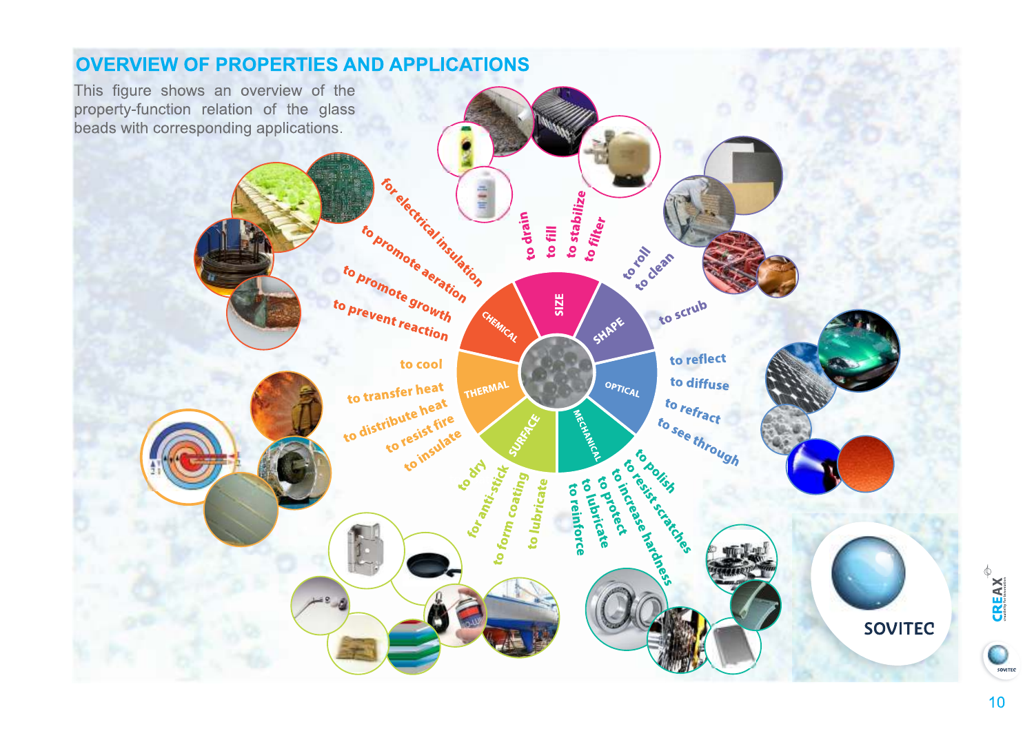## OVERVIEW OF PROPERTIES AND APPLICATIONS

This figure shows an overview of the property-function relation of the glass beads with corresponding applications.

**CHEMICAL**
- for electrical insulation
- to promote aeration
- to promote growth
- to prevent reaction

**SIZE**
- to drain
- to fill
- to stabilize
- to filter

**SHAPE**
- to roll
- to clean
- to scrub

**OPTICAL**
- to reflect
- to diffuse
- to refract
- to see through

**MECHANICAL**
- to polish
- to resist scratches
- to increase hardness
- to protect
- to lubricate
- to reinforce

**SURFACE**
- to dry
- for anti-stick
- to form coating
- to lubricate

**THERMAL**
- to cool
- to transfer heat
- to distribute heat
- to resist fire
- to insulate

SOVITEC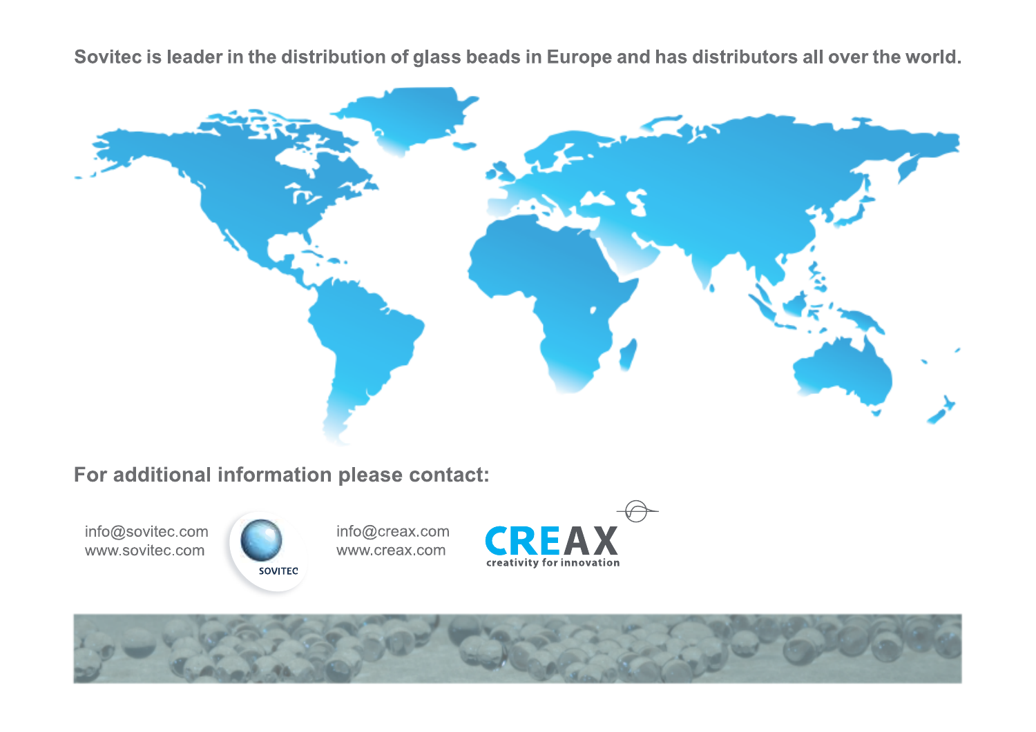Sovitec is leader in the distribution of glass beads in Europe and has distributors all over the world.

**For additional information please contact:**

info@sovitec.com
www.sovitec.com

SOVITEC

info@creax.com
www.creax.com

CREAX
creativity for innovation